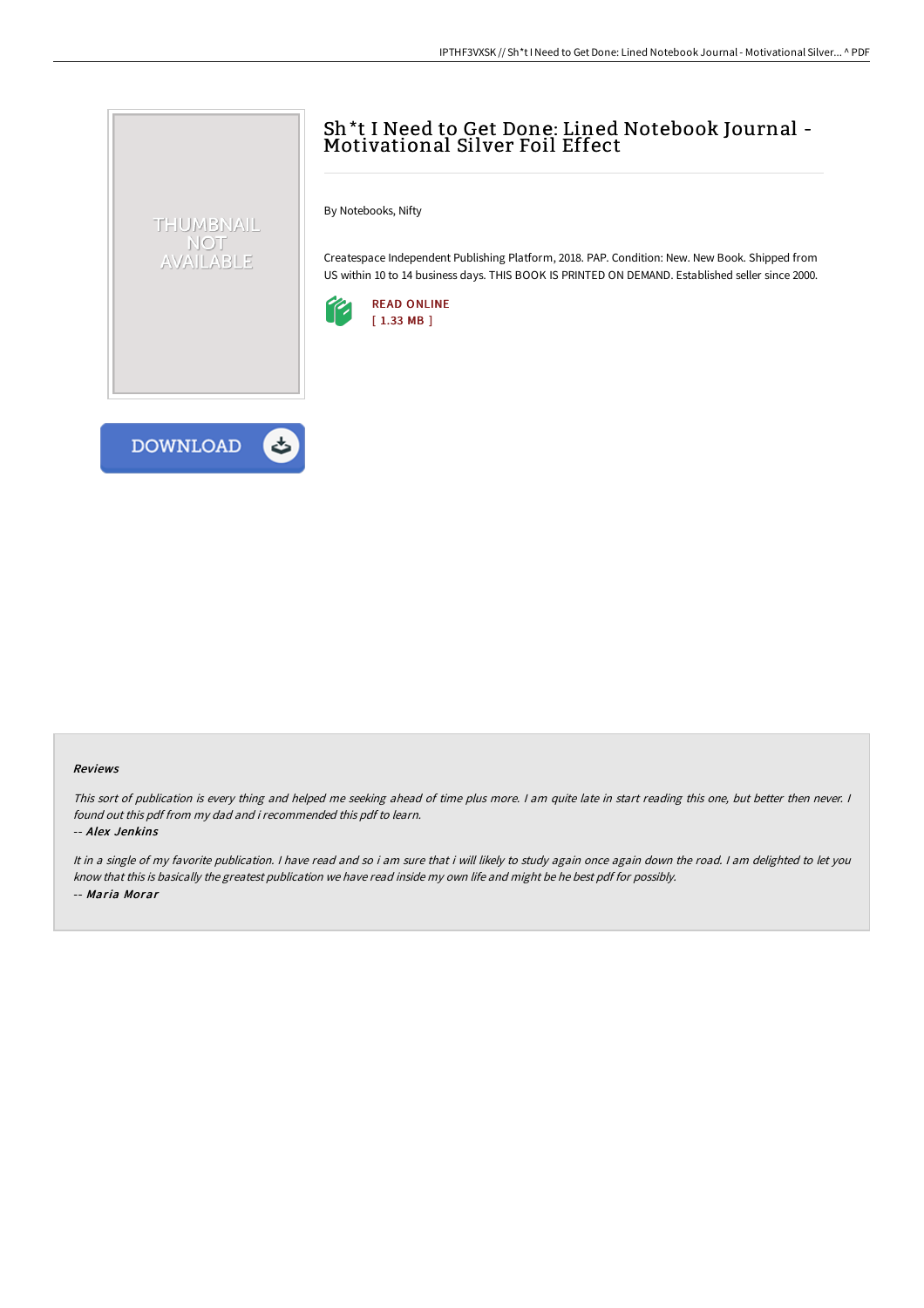# Sh*t I Need to Get Done: Lined Notebook Journal - Motivational Silver Foil Effect

THUMBNAIL NOT AVAILABLE

By Notebooks, Nifty

Createspace Independent Publishing Platform, 2018. PAP. Condition: New. New Book. Shipped from US within 10 to 14 business days. THIS BOOK IS PRINTED ON DEMAND. Established seller since 2000.

READ ONLINE
[ 1.33 MB ]

DOWNLOAD

### Reviews

*This sort of publication is every thing and helped me seeking ahead of time plus more. I am quite late in start reading this one, but better then never. I found out this pdf from my dad and i recommended this pdf to learn.*

*-- Alex Jenkins*

*It in a single of my favorite publication. I have read and so i am sure that i will likely to study again once again down the road. I am delighted to let you know that this is basically the greatest publication we have read inside my own life and might be he best pdf for possibly.*

*-- Maria Morar*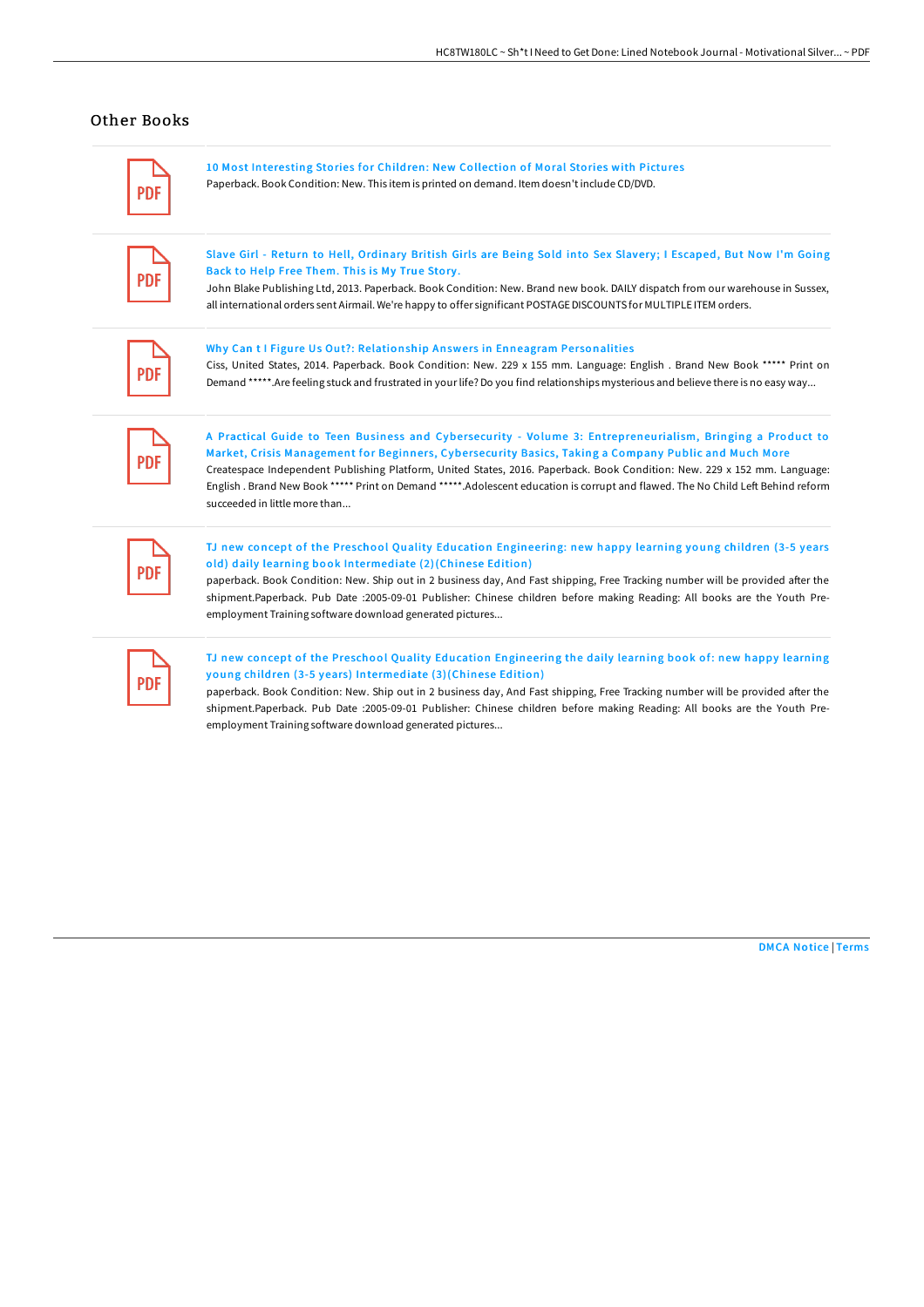## Other Books

PDF

10 Most Interesting Stories for Children: New Collection of Moral Stories with Pictures

Paperback. Book Condition: New. This item is printed on demand. Item doesn't include CD/DVD.

PDF

Slave Girl - Return to Hell, Ordinary British Girls are Being Sold into Sex Slavery; I Escaped, But Now I'm Going Back to Help Free Them. This is My True Story.

John Blake Publishing Ltd, 2013. Paperback. Book Condition: New. Brand new book. DAILY dispatch from our warehouse in Sussex, all international orders sent Airmail. We're happy to offer significant POSTAGE DISCOUNTS for MULTIPLE ITEM orders.

PDF

Why Can t I Figure Us Out?: Relationship Answers in Enneagram Personalities

Ciss, United States, 2014. Paperback. Book Condition: New. 229 x 155 mm. Language: English . Brand New Book ***** Print on Demand *****.Are feeling stuck and frustrated in your life? Do you find relationships mysterious and believe there is no easy way...

PDF

A Practical Guide to Teen Business and Cybersecurity - Volume 3: Entrepreneurialism, Bringing a Product to Market, Crisis Management for Beginners, Cybersecurity Basics, Taking a Company Public and Much More

Createspace Independent Publishing Platform, United States, 2016. Paperback. Book Condition: New. 229 x 152 mm. Language: English . Brand New Book ***** Print on Demand *****.Adolescent education is corrupt and flawed. The No Child Left Behind reform succeeded in little more than...

PDF

TJ new concept of the Preschool Quality Education Engineering: new happy learning young children (3-5 years old) daily learning book Intermediate (2)(Chinese Edition)

paperback. Book Condition: New. Ship out in 2 business day, And Fast shipping, Free Tracking number will be provided after the shipment.Paperback. Pub Date :2005-09-01 Publisher: Chinese children before making Reading: All books are the Youth Pre-employment Training software download generated pictures...

PDF

TJ new concept of the Preschool Quality Education Engineering the daily learning book of: new happy learning young children (3-5 years) Intermediate (3)(Chinese Edition)

paperback. Book Condition: New. Ship out in 2 business day, And Fast shipping, Free Tracking number will be provided after the shipment.Paperback. Pub Date :2005-09-01 Publisher: Chinese children before making Reading: All books are the Youth Pre-employment Training software download generated pictures...

DMCA Notice | Terms